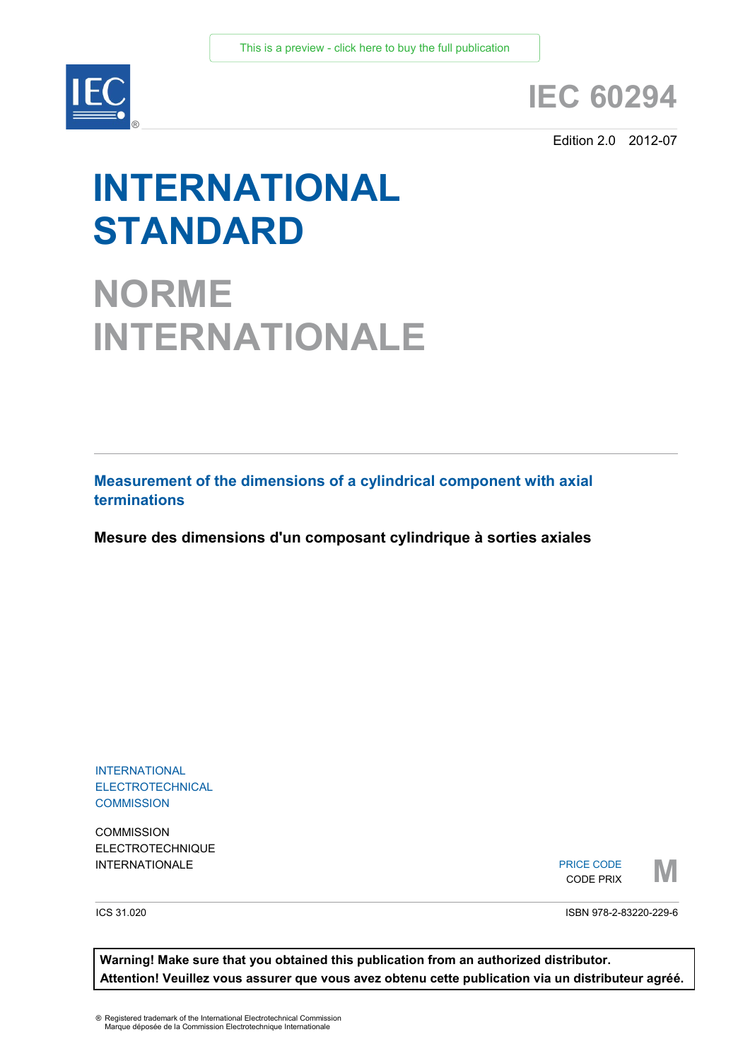This is a preview - click here to buy the full publication

# IEC 60294

Edition 2.0 2012-07

# INTERNATIONAL STANDARD

# NORME INTERNATIONALE

## Measurement of the dimensions of a cylindrical component with axial terminations

**Mesure des dimensions d'un composant cylindrique à sorties axiales**

INTERNATIONAL ELECTROTECHNICAL COMMISSION

COMMISSION ELECTROTECHNIQUE INTERNATIONALE

PRICE CODE
CODE PRIX **M**

ICS 31.020

ISBN 978-2-83220-229-6

**Warning! Make sure that you obtained this publication from an authorized distributor.**
**Attention! Veuillez vous assurer que vous avez obtenu cette publication via un distributeur agréé.**

® Registered trademark of the International Electrotechnical Commission
Marque déposée de la Commission Electrotechnique Internationale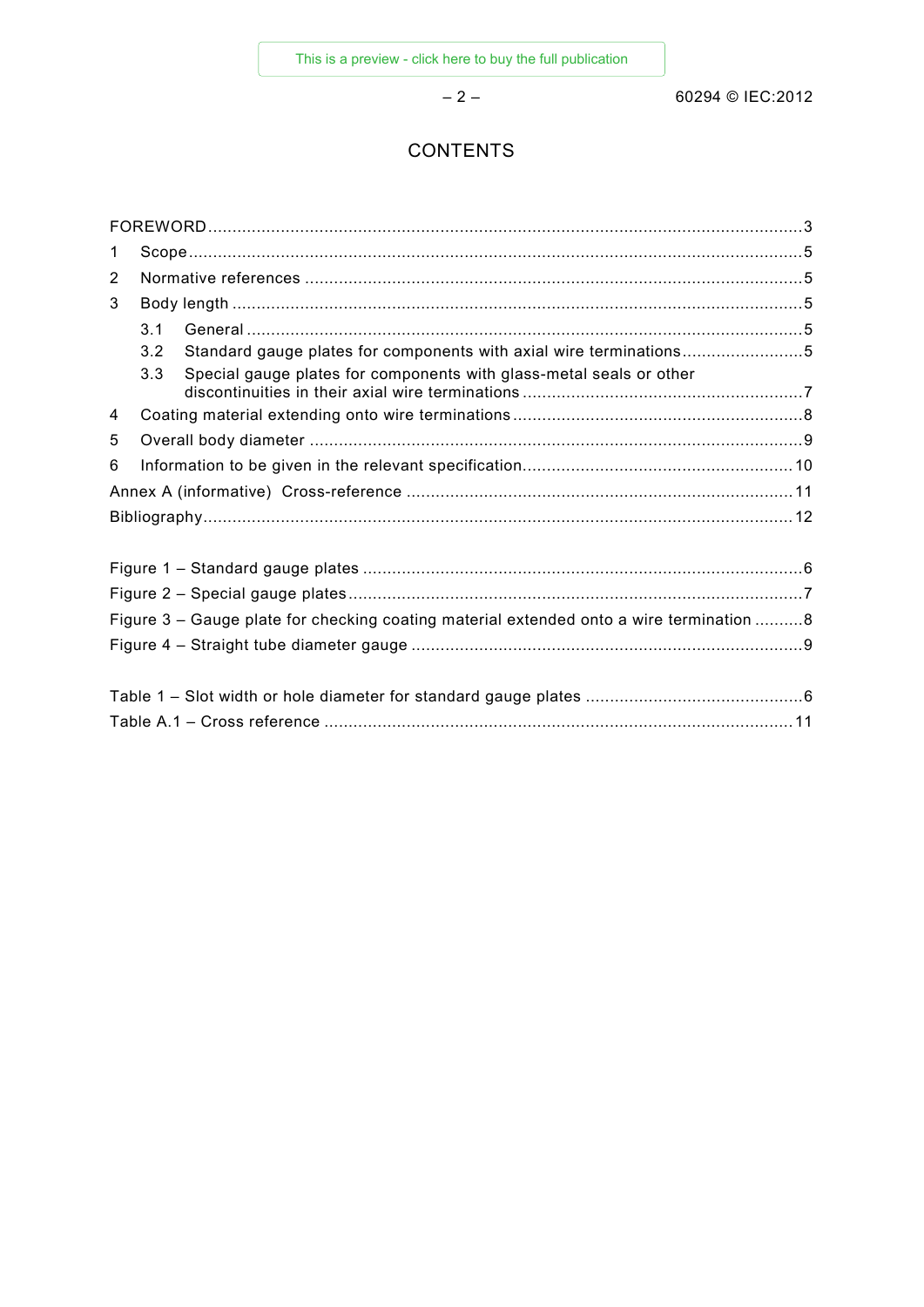# CONTENTS

FOREWORD ........................................................................................................................... 3

1 Scope ............................................................................................................................... 5

2 Normative references ........................................................................................................ 5

3 Body length ...................................................................................................................... 5

 3.1 General ................................................................................................................... 5

 3.2 Standard gauge plates for components with axial wire terminations ......................... 5

 3.3 Special gauge plates for components with glass-metal seals or other discontinuities in their axial wire terminations ............................................................. 7

4 Coating material extending onto wire terminations ............................................................. 8

5 Overall body diameter ....................................................................................................... 9

6 Information to be given in the relevant specification .......................................................... 10

Annex A (informative) Cross-reference ................................................................................. 11

Bibliography .......................................................................................................................... 12

Figure 1 – Standard gauge plates ........................................................................................... 6

Figure 2 – Special gauge plates .............................................................................................. 7

Figure 3 – Gauge plate for checking coating material extended onto a wire termination .......... 8

Figure 4 – Straight tube diameter gauge ................................................................................. 9

Table 1 – Slot width or hole diameter for standard gauge plates ............................................. 6

Table A.1 – Cross reference ................................................................................................. 11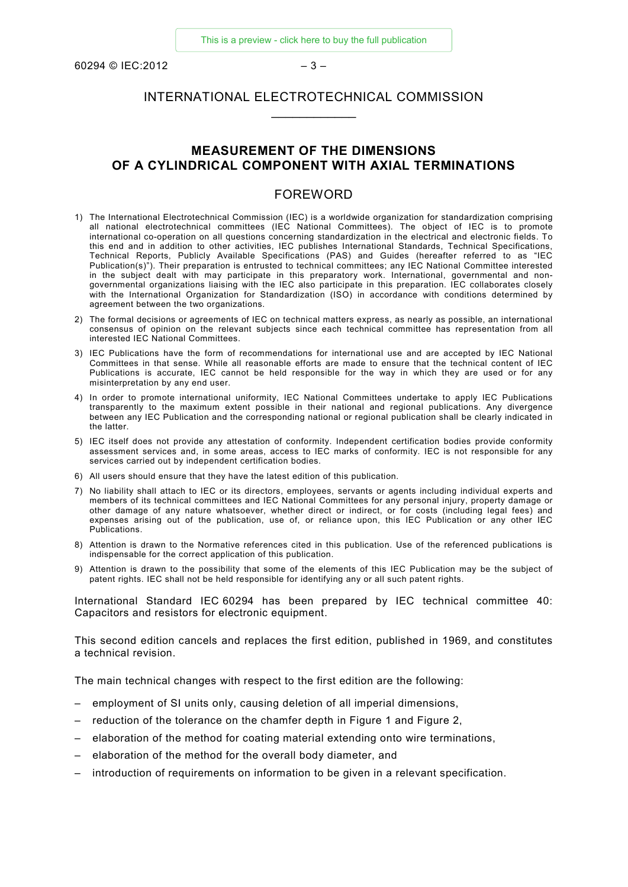# INTERNATIONAL ELECTROTECHNICAL COMMISSION

____________

## MEASUREMENT OF THE DIMENSIONS OF A CYLINDRICAL COMPONENT WITH AXIAL TERMINATIONS

## FOREWORD

1) The International Electrotechnical Commission (IEC) is a worldwide organization for standardization comprising all national electrotechnical committees (IEC National Committees). The object of IEC is to promote international co-operation on all questions concerning standardization in the electrical and electronic fields. To this end and in addition to other activities, IEC publishes International Standards, Technical Specifications, Technical Reports, Publicly Available Specifications (PAS) and Guides (hereafter referred to as "IEC Publication(s)"). Their preparation is entrusted to technical committees; any IEC National Committee interested in the subject dealt with may participate in this preparatory work. International, governmental and non-governmental organizations liaising with the IEC also participate in this preparation. IEC collaborates closely with the International Organization for Standardization (ISO) in accordance with conditions determined by agreement between the two organizations.
2) The formal decisions or agreements of IEC on technical matters express, as nearly as possible, an international consensus of opinion on the relevant subjects since each technical committee has representation from all interested IEC National Committees.
3) IEC Publications have the form of recommendations for international use and are accepted by IEC National Committees in that sense. While all reasonable efforts are made to ensure that the technical content of IEC Publications is accurate, IEC cannot be held responsible for the way in which they are used or for any misinterpretation by any end user.
4) In order to promote international uniformity, IEC National Committees undertake to apply IEC Publications transparently to the maximum extent possible in their national and regional publications. Any divergence between any IEC Publication and the corresponding national or regional publication shall be clearly indicated in the latter.
5) IEC itself does not provide any attestation of conformity. Independent certification bodies provide conformity assessment services and, in some areas, access to IEC marks of conformity. IEC is not responsible for any services carried out by independent certification bodies.
6) All users should ensure that they have the latest edition of this publication.
7) No liability shall attach to IEC or its directors, employees, servants or agents including individual experts and members of its technical committees and IEC National Committees for any personal injury, property damage or other damage of any nature whatsoever, whether direct or indirect, or for costs (including legal fees) and expenses arising out of the publication, use of, or reliance upon, this IEC Publication or any other IEC Publications.
8) Attention is drawn to the Normative references cited in this publication. Use of the referenced publications is indispensable for the correct application of this publication.
9) Attention is drawn to the possibility that some of the elements of this IEC Publication may be the subject of patent rights. IEC shall not be held responsible for identifying any or all such patent rights.

International Standard IEC 60294 has been prepared by IEC technical committee 40: Capacitors and resistors for electronic equipment.

This second edition cancels and replaces the first edition, published in 1969, and constitutes a technical revision.

The main technical changes with respect to the first edition are the following:

– employment of SI units only, causing deletion of all imperial dimensions,
– reduction of the tolerance on the chamfer depth in Figure 1 and Figure 2,
– elaboration of the method for coating material extending onto wire terminations,
– elaboration of the method for the overall body diameter, and
– introduction of requirements on information to be given in a relevant specification.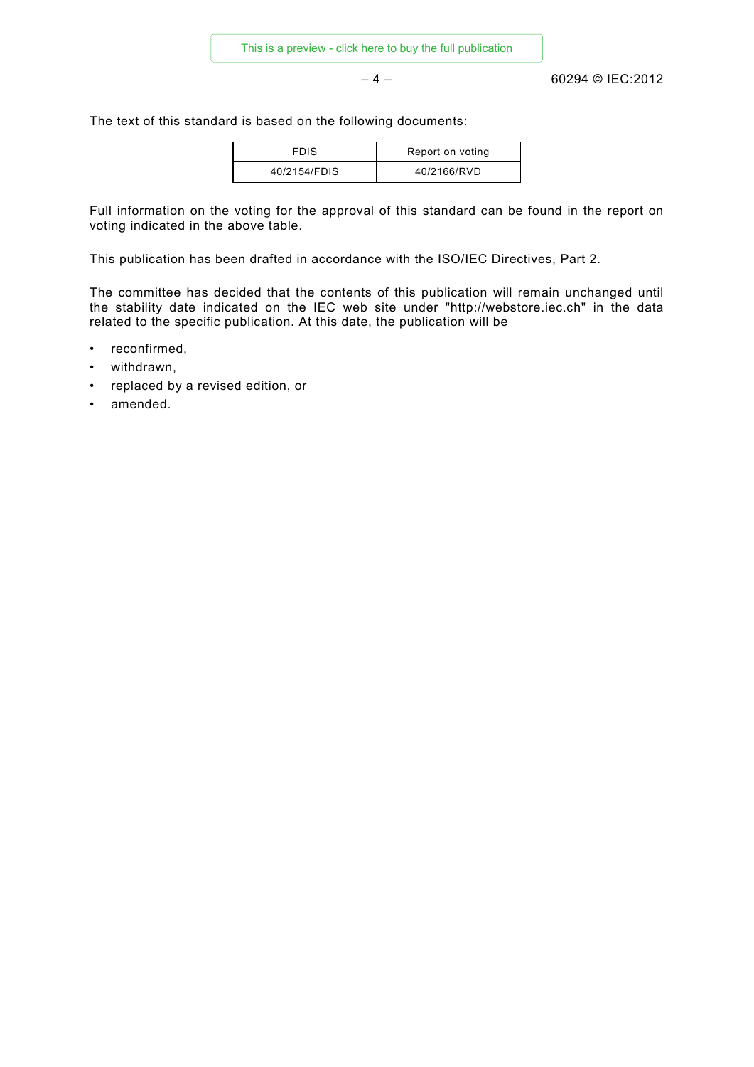The text of this standard is based on the following documents:

| FDIS | Report on voting |
|---|---|
| 40/2154/FDIS | 40/2166/RVD |

Full information on the voting for the approval of this standard can be found in the report on voting indicated in the above table.

This publication has been drafted in accordance with the ISO/IEC Directives, Part 2.

The committee has decided that the contents of this publication will remain unchanged until the stability date indicated on the IEC web site under "http://webstore.iec.ch" in the data related to the specific publication. At this date, the publication will be

- reconfirmed,
- withdrawn,
- replaced by a revised edition, or
- amended.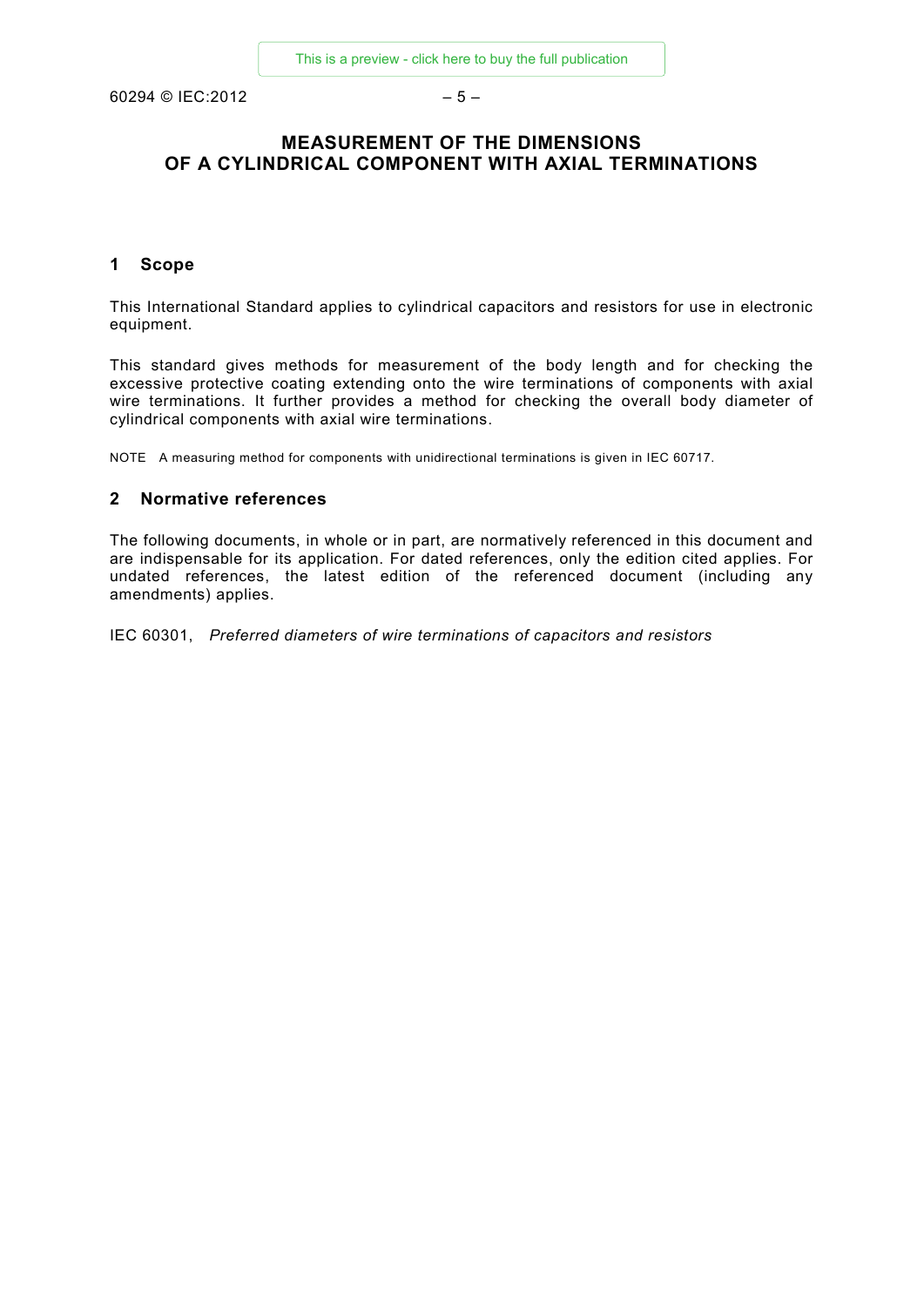# MEASUREMENT OF THE DIMENSIONS OF A CYLINDRICAL COMPONENT WITH AXIAL TERMINATIONS

## 1 Scope

This International Standard applies to cylindrical capacitors and resistors for use in electronic equipment.

This standard gives methods for measurement of the body length and for checking the excessive protective coating extending onto the wire terminations of components with axial wire terminations. It further provides a method for checking the overall body diameter of cylindrical components with axial wire terminations.

NOTE A measuring method for components with unidirectional terminations is given in IEC 60717.

## 2 Normative references

The following documents, in whole or in part, are normatively referenced in this document and are indispensable for its application. For dated references, only the edition cited applies. For undated references, the latest edition of the referenced document (including any amendments) applies.

IEC 60301, *Preferred diameters of wire terminations of capacitors and resistors*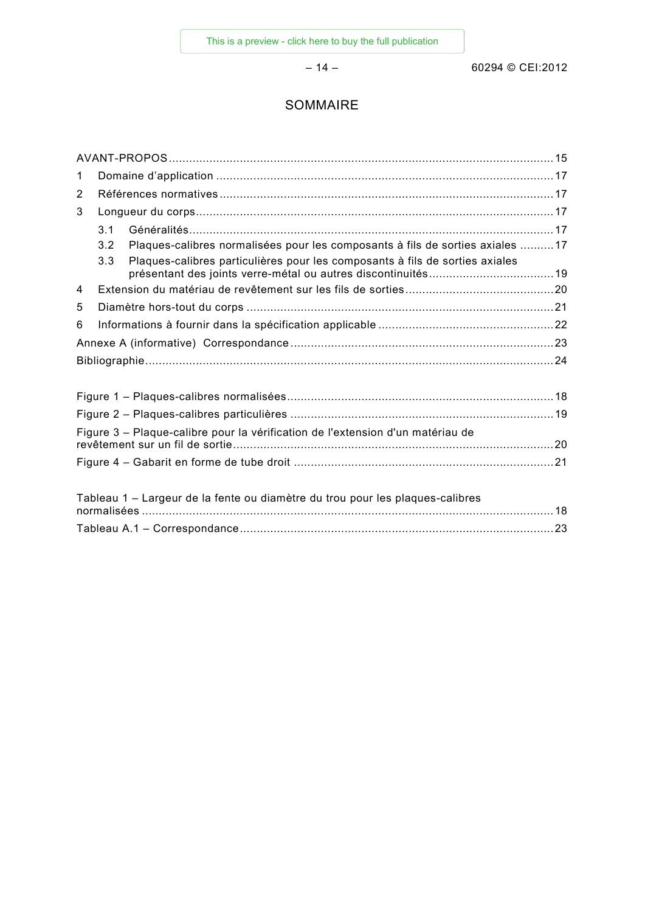# SOMMAIRE

AVANT-PROPOS ............................................................................................................. 15

1 Domaine d'application ............................................................................................... 17

2 Références normatives ............................................................................................... 17

3 Longueur du corps ...................................................................................................... 17

  3.1 Généralités ........................................................................................................ 17

  3.2 Plaques-calibres normalisées pour les composants à fils de sorties axiales .......... 17

  3.3 Plaques-calibres particulières pour les composants à fils de sorties axiales présentant des joints verre-métal ou autres discontinuités .................................... 19

4 Extension du matériau de revêtement sur les fils de sorties ........................................... 20

5 Diamètre hors-tout du corps ........................................................................................ 21

6 Informations à fournir dans la spécification applicable ................................................... 22

Annexe A (informative) Correspondance ............................................................................ 23

Bibliographie ...................................................................................................................... 24

Figure 1 – Plaques-calibres normalisées ............................................................................. 18

Figure 2 – Plaques-calibres particulières ............................................................................ 19

Figure 3 – Plaque-calibre pour la vérification de l'extension d'un matériau de revêtement sur un fil de sortie ................................................................................................ 20

Figure 4 – Gabarit en forme de tube droit ........................................................................... 21

Tableau 1 – Largeur de la fente ou diamètre du trou pour les plaques-calibres normalisées ....................................................................................................................... 18

Tableau A.1 – Correspondance ........................................................................................... 23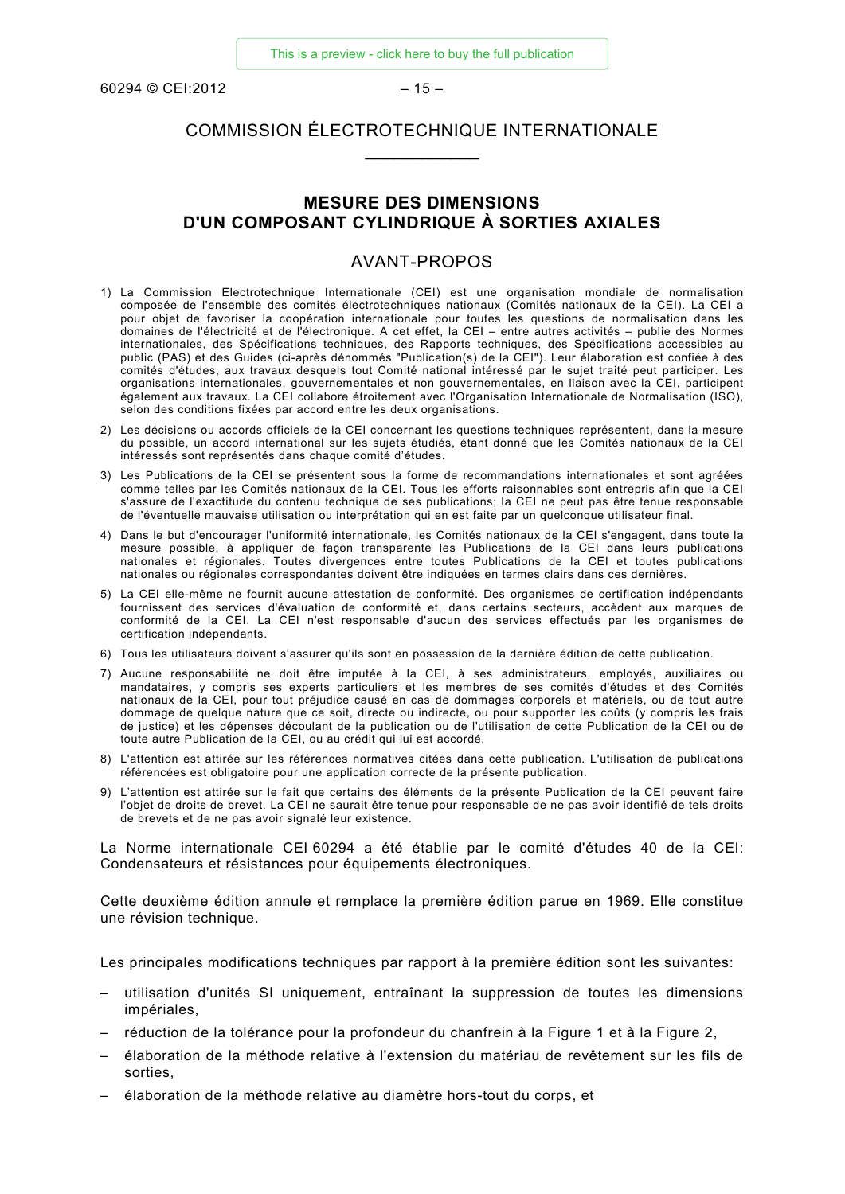# COMMISSION ÉLECTROTECHNIQUE INTERNATIONALE

____________

## MESURE DES DIMENSIONS D'UN COMPOSANT CYLINDRIQUE À SORTIES AXIALES

## AVANT-PROPOS

1) La Commission Electrotechnique Internationale (CEI) est une organisation mondiale de normalisation composée de l'ensemble des comités électrotechniques nationaux (Comités nationaux de la CEI). La CEI a pour objet de favoriser la coopération internationale pour toutes les questions de normalisation dans les domaines de l'électricité et de l'électronique. A cet effet, la CEI – entre autres activités – publie des Normes internationales, des Spécifications techniques, des Rapports techniques, des Spécifications accessibles au public (PAS) et des Guides (ci-après dénommés "Publication(s) de la CEI"). Leur élaboration est confiée à des comités d'études, aux travaux desquels tout Comité national intéressé par le sujet traité peut participer. Les organisations internationales, gouvernementales et non gouvernementales, en liaison avec la CEI, participent également aux travaux. La CEI collabore étroitement avec l'Organisation Internationale de Normalisation (ISO), selon des conditions fixées par accord entre les deux organisations.
2) Les décisions ou accords officiels de la CEI concernant les questions techniques représentent, dans la mesure du possible, un accord international sur les sujets étudiés, étant donné que les Comités nationaux de la CEI intéressés sont représentés dans chaque comité d'études.
3) Les Publications de la CEI se présentent sous la forme de recommandations internationales et sont agréées comme telles par les Comités nationaux de la CEI. Tous les efforts raisonnables sont entrepris afin que la CEI s'assure de l'exactitude du contenu technique de ses publications; la CEI ne peut pas être tenue responsable de l'éventuelle mauvaise utilisation ou interprétation qui en est faite par un quelconque utilisateur final.
4) Dans le but d'encourager l'uniformité internationale, les Comités nationaux de la CEI s'engagent, dans toute la mesure possible, à appliquer de façon transparente les Publications de la CEI dans leurs publications nationales et régionales. Toutes divergences entre toutes Publications de la CEI et toutes publications nationales ou régionales correspondantes doivent être indiquées en termes clairs dans ces dernières.
5) La CEI elle-même ne fournit aucune attestation de conformité. Des organismes de certification indépendants fournissent des services d'évaluation de conformité et, dans certains secteurs, accèdent aux marques de conformité de la CEI. La CEI n'est responsable d'aucun des services effectués par les organismes de certification indépendants.
6) Tous les utilisateurs doivent s'assurer qu'ils sont en possession de la dernière édition de cette publication.
7) Aucune responsabilité ne doit être imputée à la CEI, à ses administrateurs, employés, auxiliaires ou mandataires, y compris ses experts particuliers et les membres de ses comités d'études et des Comités nationaux de la CEI, pour tout préjudice causé en cas de dommages corporels et matériels, ou de tout autre dommage de quelque nature que ce soit, directe ou indirecte, ou pour supporter les coûts (y compris les frais de justice) et les dépenses découlant de la publication ou de l'utilisation de cette Publication de la CEI ou de toute autre Publication de la CEI, ou au crédit qui lui est accordé.
8) L'attention est attirée sur les références normatives citées dans cette publication. L'utilisation de publications référencées est obligatoire pour une application correcte de la présente publication.
9) L'attention est attirée sur le fait que certains des éléments de la présente Publication de la CEI peuvent faire l'objet de droits de brevet. La CEI ne saurait être tenue pour responsable de ne pas avoir identifié de tels droits de brevets et de ne pas avoir signalé leur existence.

La Norme internationale CEI 60294 a été établie par le comité d'études 40 de la CEI: Condensateurs et résistances pour équipements électroniques.

Cette deuxième édition annule et remplace la première édition parue en 1969. Elle constitue une révision technique.

Les principales modifications techniques par rapport à la première édition sont les suivantes:

– utilisation d'unités SI uniquement, entraînant la suppression de toutes les dimensions impériales,
– réduction de la tolérance pour la profondeur du chanfrein à la Figure 1 et à la Figure 2,
– élaboration de la méthode relative à l'extension du matériau de revêtement sur les fils de sorties,
– élaboration de la méthode relative au diamètre hors-tout du corps, et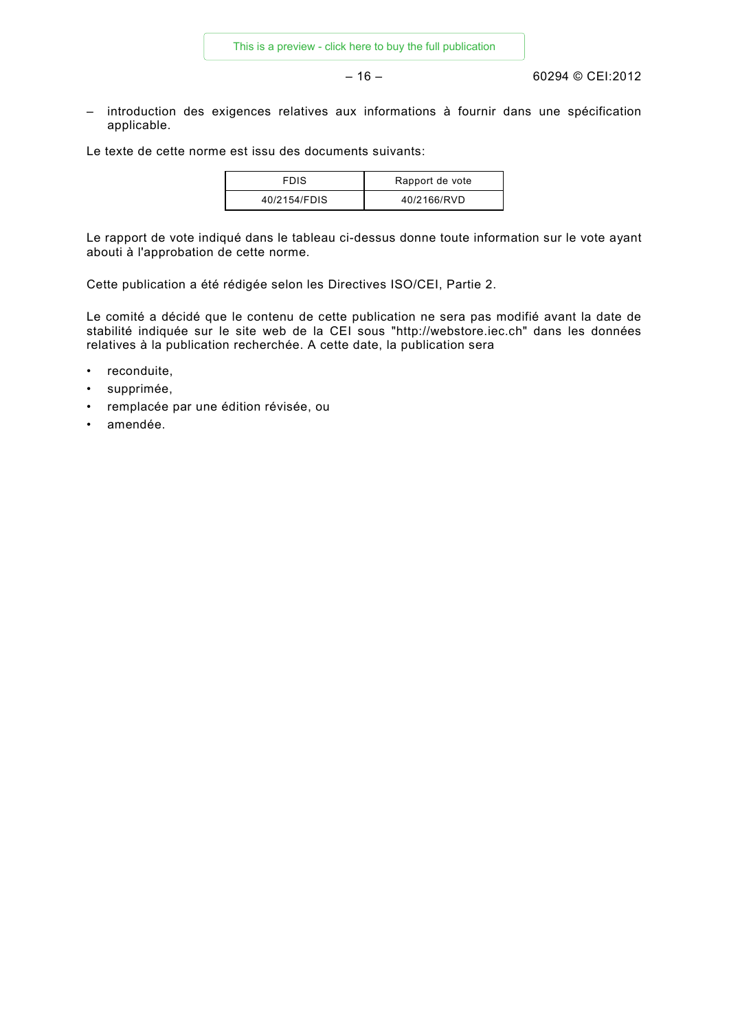– introduction des exigences relatives aux informations à fournir dans une spécification applicable.

Le texte de cette norme est issu des documents suivants:

| FDIS | Rapport de vote |
|---|---|
| 40/2154/FDIS | 40/2166/RVD |

Le rapport de vote indiqué dans le tableau ci-dessus donne toute information sur le vote ayant abouti à l'approbation de cette norme.

Cette publication a été rédigée selon les Directives ISO/CEI, Partie 2.

Le comité a décidé que le contenu de cette publication ne sera pas modifié avant la date de stabilité indiquée sur le site web de la CEI sous "http://webstore.iec.ch" dans les données relatives à la publication recherchée. A cette date, la publication sera

- reconduite,
- supprimée,
- remplacée par une édition révisée, ou
- amendée.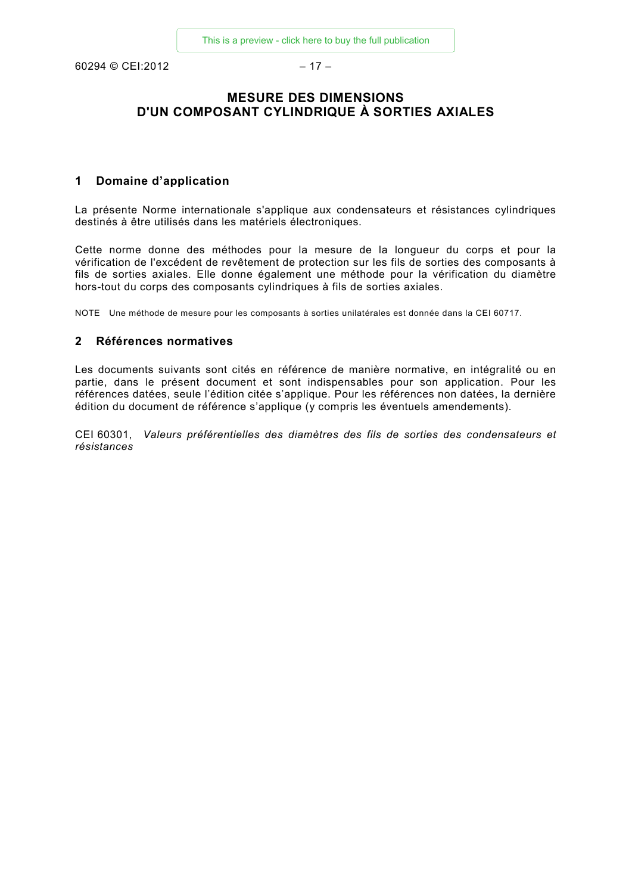# MESURE DES DIMENSIONS D'UN COMPOSANT CYLINDRIQUE À SORTIES AXIALES

## 1 Domaine d'application

La présente Norme internationale s'applique aux condensateurs et résistances cylindriques destinés à être utilisés dans les matériels électroniques.

Cette norme donne des méthodes pour la mesure de la longueur du corps et pour la vérification de l'excédent de revêtement de protection sur les fils de sorties des composants à fils de sorties axiales. Elle donne également une méthode pour la vérification du diamètre hors-tout du corps des composants cylindriques à fils de sorties axiales.

NOTE Une méthode de mesure pour les composants à sorties unilatérales est donnée dans la CEI 60717.

## 2 Références normatives

Les documents suivants sont cités en référence de manière normative, en intégralité ou en partie, dans le présent document et sont indispensables pour son application. Pour les références datées, seule l'édition citée s'applique. Pour les références non datées, la dernière édition du document de référence s'applique (y compris les éventuels amendements).

CEI 60301, *Valeurs préférentielles des diamètres des fils de sorties des condensateurs et résistances*